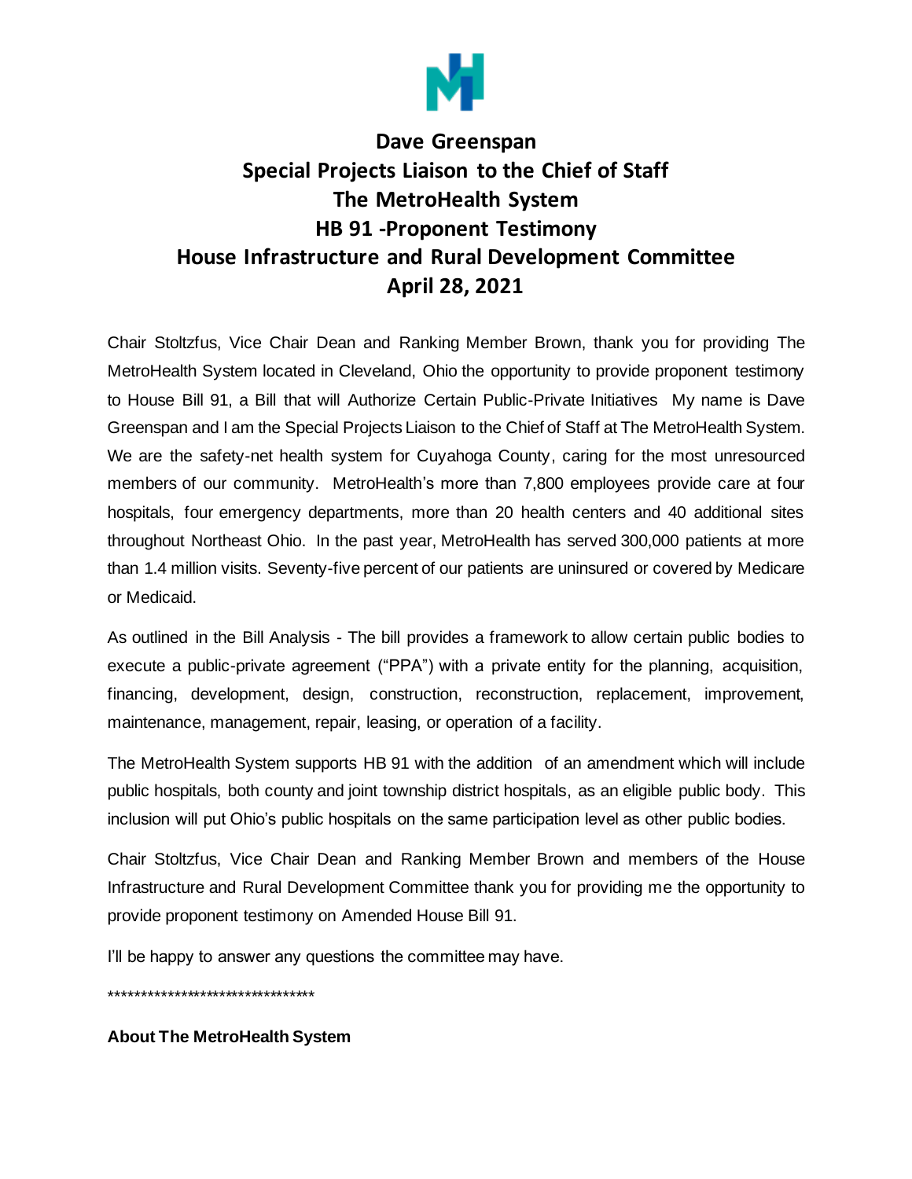# Dave Greenspan
# Special Projects Liaison to the Chief of Staff
# The MetroHealth System
# HB 91 -Proponent Testimony
# House Infrastructure and Rural Development Committee
# April 28, 2021

Chair Stoltzfus, Vice Chair Dean and Ranking Member Brown, thank you for providing The MetroHealth System located in Cleveland, Ohio the opportunity to provide proponent testimony to House Bill 91, a Bill that will Authorize Certain Public-Private Initiatives My name is Dave Greenspan and I am the Special Projects Liaison to the Chief of Staff at The MetroHealth System. We are the safety-net health system for Cuyahoga County, caring for the most unresourced members of our community. MetroHealth's more than 7,800 employees provide care at four hospitals, four emergency departments, more than 20 health centers and 40 additional sites throughout Northeast Ohio. In the past year, MetroHealth has served 300,000 patients at more than 1.4 million visits. Seventy-five percent of our patients are uninsured or covered by Medicare or Medicaid.

As outlined in the Bill Analysis - The bill provides a framework to allow certain public bodies to execute a public-private agreement ("PPA") with a private entity for the planning, acquisition, financing, development, design, construction, reconstruction, replacement, improvement, maintenance, management, repair, leasing, or operation of a facility.

The MetroHealth System supports HB 91 with the addition of an amendment which will include public hospitals, both county and joint township district hospitals, as an eligible public body. This inclusion will put Ohio's public hospitals on the same participation level as other public bodies.

Chair Stoltzfus, Vice Chair Dean and Ranking Member Brown and members of the House Infrastructure and Rural Development Committee thank you for providing me the opportunity to provide proponent testimony on Amended House Bill 91.

I'll be happy to answer any questions the committee may have.

*********************************

**About The MetroHealth System**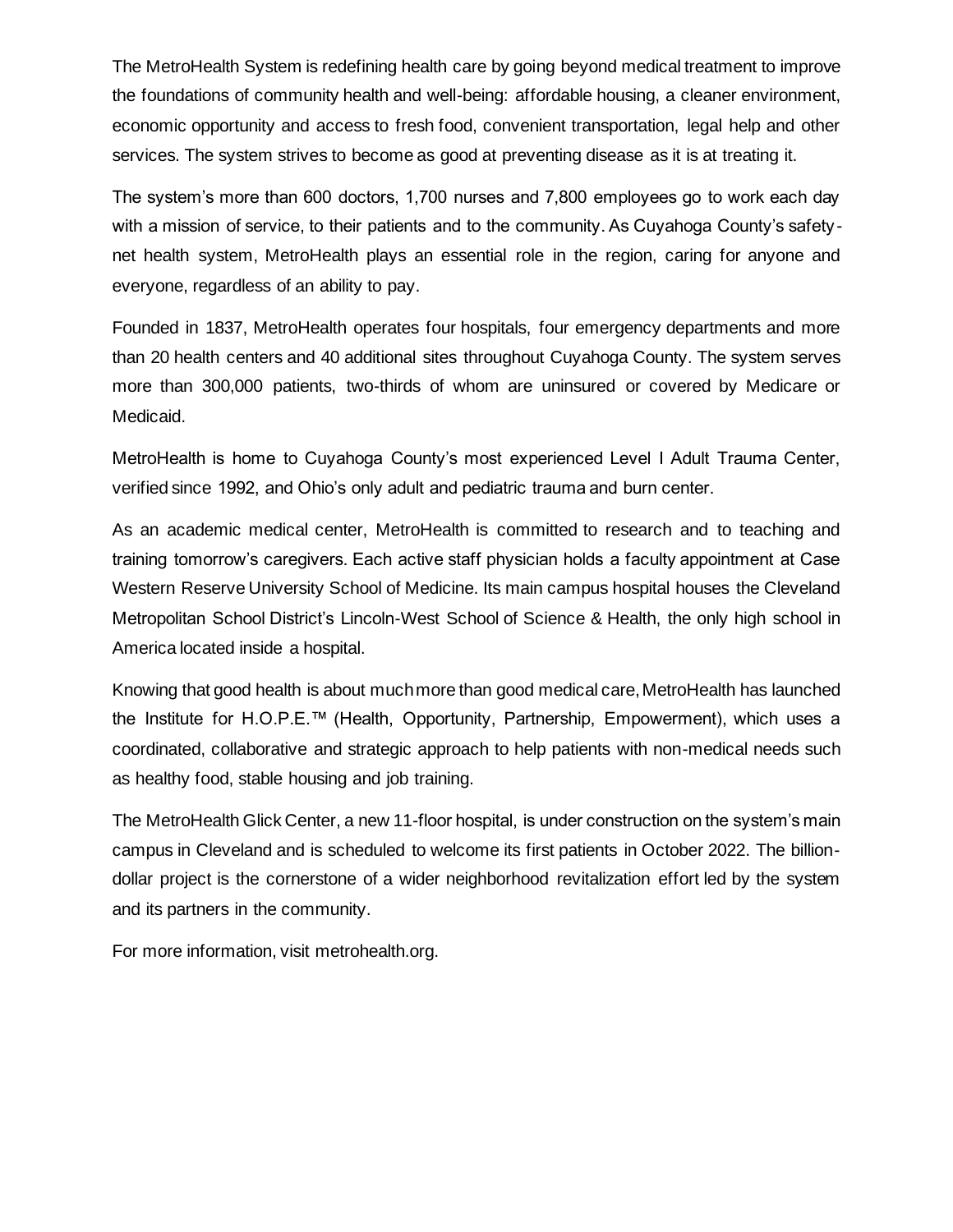The MetroHealth System is redefining health care by going beyond medical treatment to improve the foundations of community health and well-being: affordable housing, a cleaner environment, economic opportunity and access to fresh food, convenient transportation, legal help and other services. The system strives to become as good at preventing disease as it is at treating it.

The system's more than 600 doctors, 1,700 nurses and 7,800 employees go to work each day with a mission of service, to their patients and to the community. As Cuyahoga County's safety-net health system, MetroHealth plays an essential role in the region, caring for anyone and everyone, regardless of an ability to pay.

Founded in 1837, MetroHealth operates four hospitals, four emergency departments and more than 20 health centers and 40 additional sites throughout Cuyahoga County. The system serves more than 300,000 patients, two-thirds of whom are uninsured or covered by Medicare or Medicaid.

MetroHealth is home to Cuyahoga County's most experienced Level I Adult Trauma Center, verified since 1992, and Ohio's only adult and pediatric trauma and burn center.

As an academic medical center, MetroHealth is committed to research and to teaching and training tomorrow's caregivers. Each active staff physician holds a faculty appointment at Case Western Reserve University School of Medicine. Its main campus hospital houses the Cleveland Metropolitan School District's Lincoln-West School of Science & Health, the only high school in America located inside a hospital.

Knowing that good health is about much more than good medical care, MetroHealth has launched the Institute for H.O.P.E.™ (Health, Opportunity, Partnership, Empowerment), which uses a coordinated, collaborative and strategic approach to help patients with non-medical needs such as healthy food, stable housing and job training.

The MetroHealth Glick Center, a new 11-floor hospital, is under construction on the system's main campus in Cleveland and is scheduled to welcome its first patients in October 2022. The billion-dollar project is the cornerstone of a wider neighborhood revitalization effort led by the system and its partners in the community.

For more information, visit metrohealth.org.